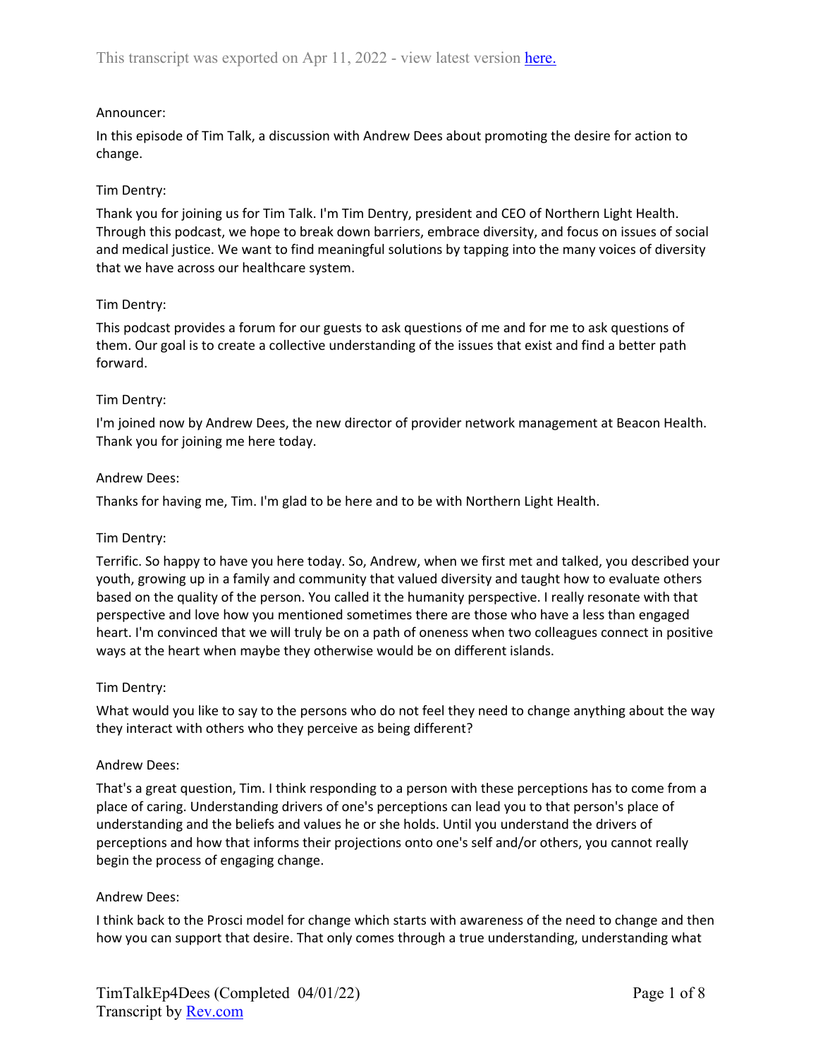This transcript was exported on Apr 11, 2022 - view latest version here.

Announcer:

In this episode of Tim Talk, a discussion with Andrew Dees about promoting the desire for action to change.

Tim Dentry:

Thank you for joining us for Tim Talk. I'm Tim Dentry, president and CEO of Northern Light Health. Through this podcast, we hope to break down barriers, embrace diversity, and focus on issues of social and medical justice. We want to find meaningful solutions by tapping into the many voices of diversity that we have across our healthcare system.

Tim Dentry:

This podcast provides a forum for our guests to ask questions of me and for me to ask questions of them. Our goal is to create a collective understanding of the issues that exist and find a better path forward.

Tim Dentry:

I'm joined now by Andrew Dees, the new director of provider network management at Beacon Health. Thank you for joining me here today.

Andrew Dees:

Thanks for having me, Tim. I'm glad to be here and to be with Northern Light Health.

Tim Dentry:

Terrific. So happy to have you here today. So, Andrew, when we first met and talked, you described your youth, growing up in a family and community that valued diversity and taught how to evaluate others based on the quality of the person. You called it the humanity perspective. I really resonate with that perspective and love how you mentioned sometimes there are those who have a less than engaged heart. I'm convinced that we will truly be on a path of oneness when two colleagues connect in positive ways at the heart when maybe they otherwise would be on different islands.

Tim Dentry:

What would you like to say to the persons who do not feel they need to change anything about the way they interact with others who they perceive as being different?

Andrew Dees:

That's a great question, Tim. I think responding to a person with these perceptions has to come from a place of caring. Understanding drivers of one's perceptions can lead you to that person's place of understanding and the beliefs and values he or she holds. Until you understand the drivers of perceptions and how that informs their projections onto one's self and/or others, you cannot really begin the process of engaging change.

Andrew Dees:

I think back to the Prosci model for change which starts with awareness of the need to change and then how you can support that desire. That only comes through a true understanding, understanding what

TimTalkEp4Dees (Completed 04/01/22)
Transcript by Rev.com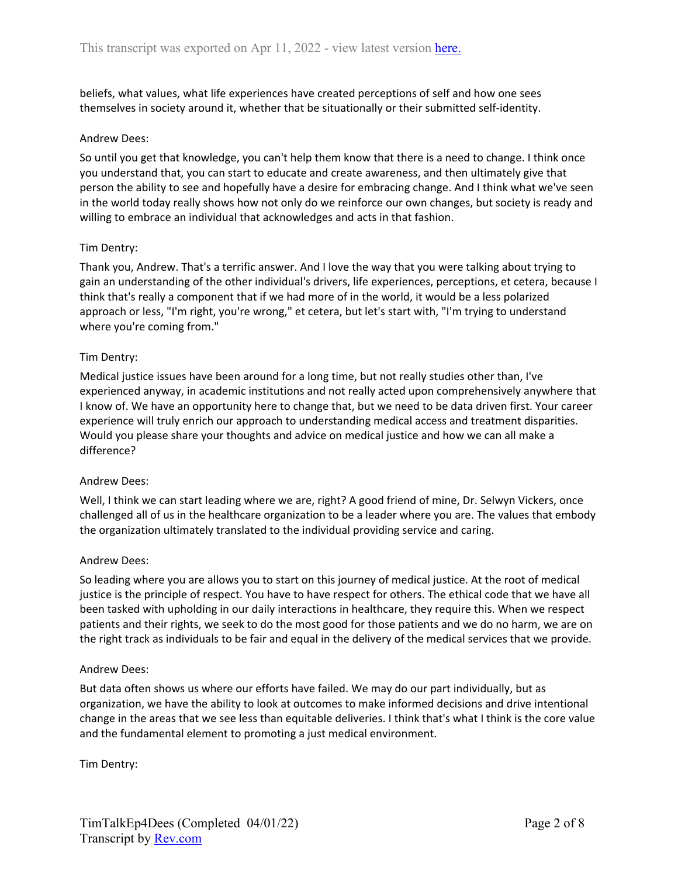beliefs, what values, what life experiences have created perceptions of self and how one sees themselves in society around it, whether that be situationally or their submitted self-identity.

Andrew Dees:

So until you get that knowledge, you can't help them know that there is a need to change. I think once you understand that, you can start to educate and create awareness, and then ultimately give that person the ability to see and hopefully have a desire for embracing change. And I think what we've seen in the world today really shows how not only do we reinforce our own changes, but society is ready and willing to embrace an individual that acknowledges and acts in that fashion.

Tim Dentry:

Thank you, Andrew. That's a terrific answer. And I love the way that you were talking about trying to gain an understanding of the other individual's drivers, life experiences, perceptions, et cetera, because I think that's really a component that if we had more of in the world, it would be a less polarized approach or less, "I'm right, you're wrong," et cetera, but let's start with, "I'm trying to understand where you're coming from."

Tim Dentry:

Medical justice issues have been around for a long time, but not really studies other than, I've experienced anyway, in academic institutions and not really acted upon comprehensively anywhere that I know of. We have an opportunity here to change that, but we need to be data driven first. Your career experience will truly enrich our approach to understanding medical access and treatment disparities. Would you please share your thoughts and advice on medical justice and how we can all make a difference?

Andrew Dees:

Well, I think we can start leading where we are, right? A good friend of mine, Dr. Selwyn Vickers, once challenged all of us in the healthcare organization to be a leader where you are. The values that embody the organization ultimately translated to the individual providing service and caring.

Andrew Dees:

So leading where you are allows you to start on this journey of medical justice. At the root of medical justice is the principle of respect. You have to have respect for others. The ethical code that we have all been tasked with upholding in our daily interactions in healthcare, they require this. When we respect patients and their rights, we seek to do the most good for those patients and we do no harm, we are on the right track as individuals to be fair and equal in the delivery of the medical services that we provide.

Andrew Dees:

But data often shows us where our efforts have failed. We may do our part individually, but as organization, we have the ability to look at outcomes to make informed decisions and drive intentional change in the areas that we see less than equitable deliveries. I think that's what I think is the core value and the fundamental element to promoting a just medical environment.

Tim Dentry: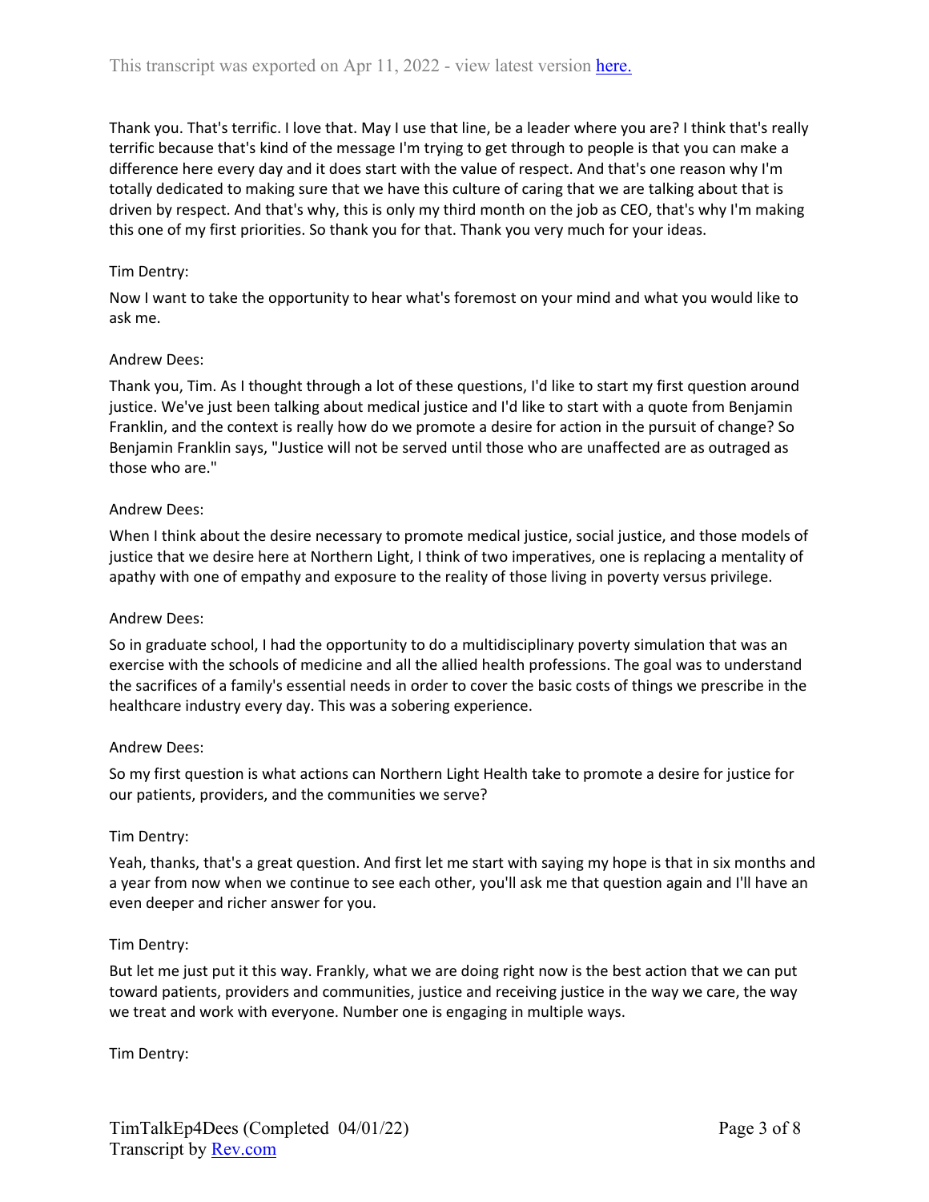Thank you. That's terrific. I love that. May I use that line, be a leader where you are? I think that's really terrific because that's kind of the message I'm trying to get through to people is that you can make a difference here every day and it does start with the value of respect. And that's one reason why I'm totally dedicated to making sure that we have this culture of caring that we are talking about that is driven by respect. And that's why, this is only my third month on the job as CEO, that's why I'm making this one of my first priorities. So thank you for that. Thank you very much for your ideas.

Tim Dentry:

Now I want to take the opportunity to hear what's foremost on your mind and what you would like to ask me.

Andrew Dees:

Thank you, Tim. As I thought through a lot of these questions, I'd like to start my first question around justice. We've just been talking about medical justice and I'd like to start with a quote from Benjamin Franklin, and the context is really how do we promote a desire for action in the pursuit of change? So Benjamin Franklin says, "Justice will not be served until those who are unaffected are as outraged as those who are."

Andrew Dees:

When I think about the desire necessary to promote medical justice, social justice, and those models of justice that we desire here at Northern Light, I think of two imperatives, one is replacing a mentality of apathy with one of empathy and exposure to the reality of those living in poverty versus privilege.

Andrew Dees:

So in graduate school, I had the opportunity to do a multidisciplinary poverty simulation that was an exercise with the schools of medicine and all the allied health professions. The goal was to understand the sacrifices of a family's essential needs in order to cover the basic costs of things we prescribe in the healthcare industry every day. This was a sobering experience.

Andrew Dees:

So my first question is what actions can Northern Light Health take to promote a desire for justice for our patients, providers, and the communities we serve?

Tim Dentry:

Yeah, thanks, that's a great question. And first let me start with saying my hope is that in six months and a year from now when we continue to see each other, you'll ask me that question again and I'll have an even deeper and richer answer for you.

Tim Dentry:

But let me just put it this way. Frankly, what we are doing right now is the best action that we can put toward patients, providers and communities, justice and receiving justice in the way we care, the way we treat and work with everyone. Number one is engaging in multiple ways.

Tim Dentry: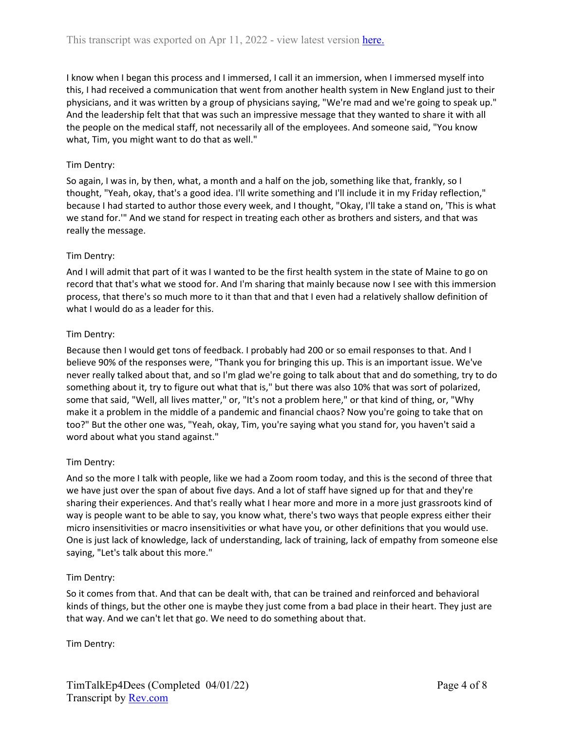I know when I began this process and I immersed, I call it an immersion, when I immersed myself into this, I had received a communication that went from another health system in New England just to their physicians, and it was written by a group of physicians saying, "We're mad and we're going to speak up." And the leadership felt that that was such an impressive message that they wanted to share it with all the people on the medical staff, not necessarily all of the employees. And someone said, "You know what, Tim, you might want to do that as well."

Tim Dentry:

So again, I was in, by then, what, a month and a half on the job, something like that, frankly, so I thought, "Yeah, okay, that's a good idea. I'll write something and I'll include it in my Friday reflection," because I had started to author those every week, and I thought, "Okay, I'll take a stand on, 'This is what we stand for.'" And we stand for respect in treating each other as brothers and sisters, and that was really the message.

Tim Dentry:

And I will admit that part of it was I wanted to be the first health system in the state of Maine to go on record that that's what we stood for. And I'm sharing that mainly because now I see with this immersion process, that there's so much more to it than that and that I even had a relatively shallow definition of what I would do as a leader for this.

Tim Dentry:

Because then I would get tons of feedback. I probably had 200 or so email responses to that. And I believe 90% of the responses were, "Thank you for bringing this up. This is an important issue. We've never really talked about that, and so I'm glad we're going to talk about that and do something, try to do something about it, try to figure out what that is," but there was also 10% that was sort of polarized, some that said, "Well, all lives matter," or, "It's not a problem here," or that kind of thing, or, "Why make it a problem in the middle of a pandemic and financial chaos? Now you're going to take that on too?" But the other one was, "Yeah, okay, Tim, you're saying what you stand for, you haven't said a word about what you stand against."

Tim Dentry:

And so the more I talk with people, like we had a Zoom room today, and this is the second of three that we have just over the span of about five days. And a lot of staff have signed up for that and they're sharing their experiences. And that's really what I hear more and more in a more just grassroots kind of way is people want to be able to say, you know what, there's two ways that people express either their micro insensitivities or macro insensitivities or what have you, or other definitions that you would use. One is just lack of knowledge, lack of understanding, lack of training, lack of empathy from someone else saying, "Let's talk about this more."

Tim Dentry:

So it comes from that. And that can be dealt with, that can be trained and reinforced and behavioral kinds of things, but the other one is maybe they just come from a bad place in their heart. They just are that way. And we can't let that go. We need to do something about that.

Tim Dentry: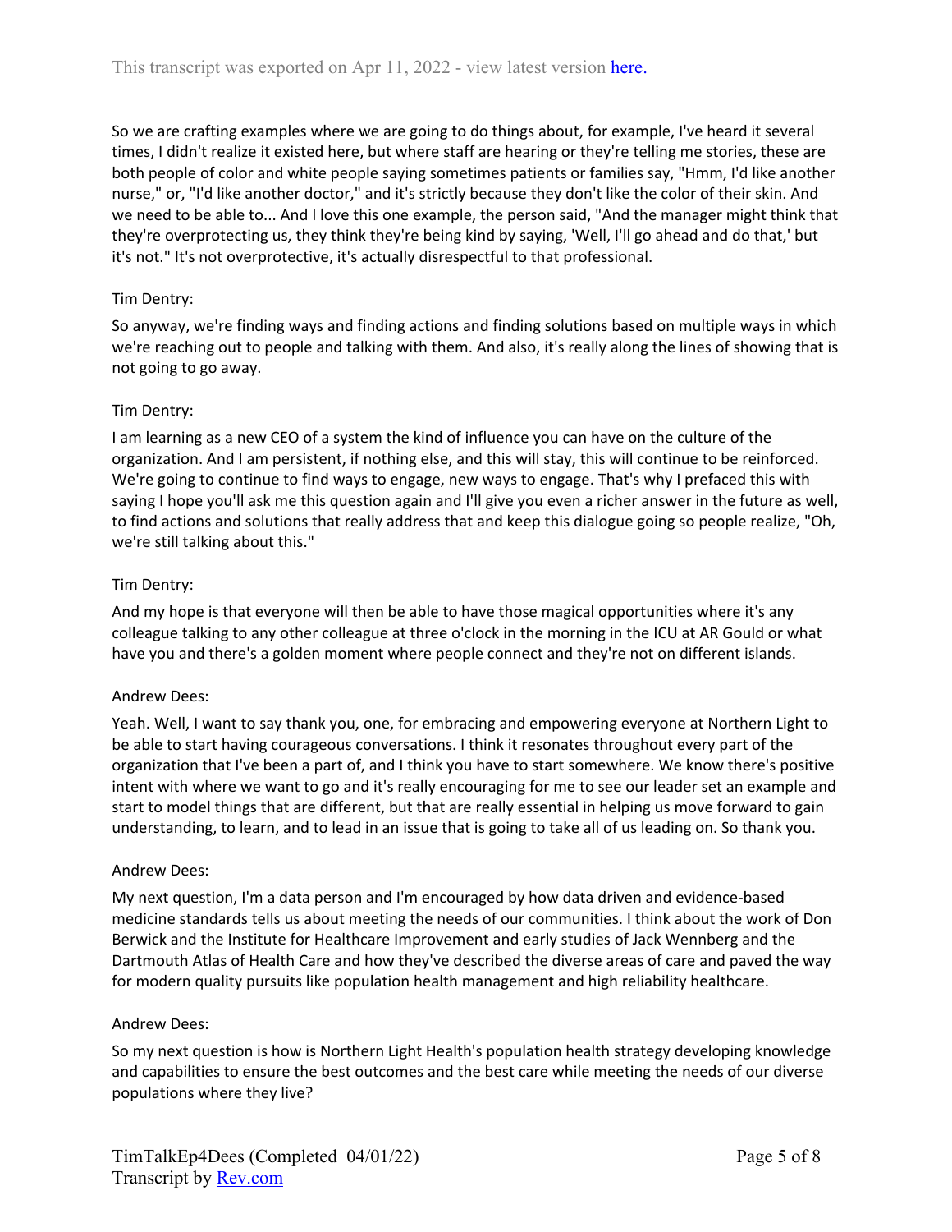So we are crafting examples where we are going to do things about, for example, I've heard it several times, I didn't realize it existed here, but where staff are hearing or they're telling me stories, these are both people of color and white people saying sometimes patients or families say, "Hmm, I'd like another nurse," or, "I'd like another doctor," and it's strictly because they don't like the color of their skin. And we need to be able to... And I love this one example, the person said, "And the manager might think that they're overprotecting us, they think they're being kind by saying, 'Well, I'll go ahead and do that,' but it's not." It's not overprotective, it's actually disrespectful to that professional.

Tim Dentry:

So anyway, we're finding ways and finding actions and finding solutions based on multiple ways in which we're reaching out to people and talking with them. And also, it's really along the lines of showing that is not going to go away.

Tim Dentry:

I am learning as a new CEO of a system the kind of influence you can have on the culture of the organization. And I am persistent, if nothing else, and this will stay, this will continue to be reinforced. We're going to continue to find ways to engage, new ways to engage. That's why I prefaced this with saying I hope you'll ask me this question again and I'll give you even a richer answer in the future as well, to find actions and solutions that really address that and keep this dialogue going so people realize, "Oh, we're still talking about this."

Tim Dentry:

And my hope is that everyone will then be able to have those magical opportunities where it's any colleague talking to any other colleague at three o'clock in the morning in the ICU at AR Gould or what have you and there's a golden moment where people connect and they're not on different islands.

Andrew Dees:

Yeah. Well, I want to say thank you, one, for embracing and empowering everyone at Northern Light to be able to start having courageous conversations. I think it resonates throughout every part of the organization that I've been a part of, and I think you have to start somewhere. We know there's positive intent with where we want to go and it's really encouraging for me to see our leader set an example and start to model things that are different, but that are really essential in helping us move forward to gain understanding, to learn, and to lead in an issue that is going to take all of us leading on. So thank you.

Andrew Dees:

My next question, I'm a data person and I'm encouraged by how data driven and evidence-based medicine standards tells us about meeting the needs of our communities. I think about the work of Don Berwick and the Institute for Healthcare Improvement and early studies of Jack Wennberg and the Dartmouth Atlas of Health Care and how they've described the diverse areas of care and paved the way for modern quality pursuits like population health management and high reliability healthcare.

Andrew Dees:

So my next question is how is Northern Light Health's population health strategy developing knowledge and capabilities to ensure the best outcomes and the best care while meeting the needs of our diverse populations where they live?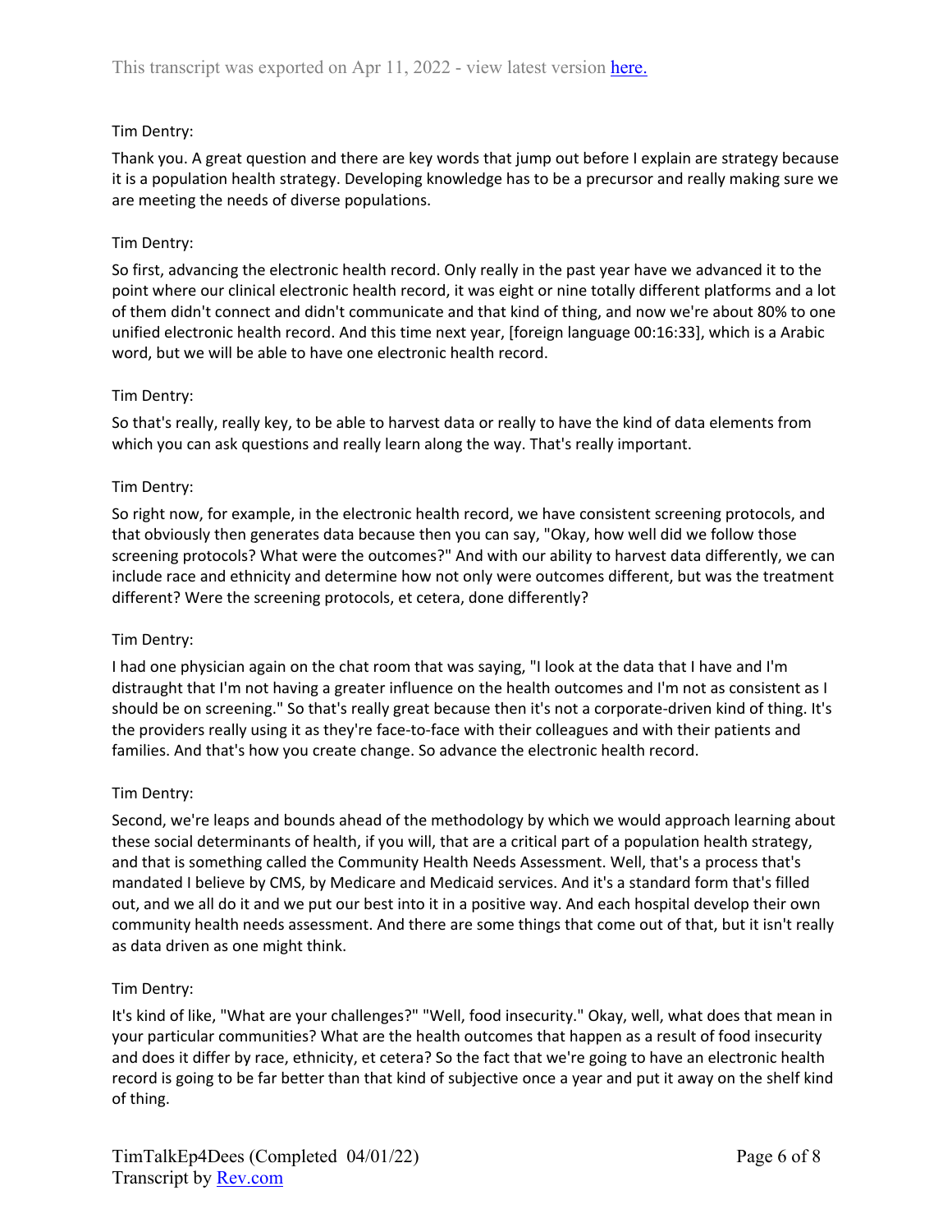Tim Dentry:

Thank you. A great question and there are key words that jump out before I explain are strategy because it is a population health strategy. Developing knowledge has to be a precursor and really making sure we are meeting the needs of diverse populations.

Tim Dentry:

So first, advancing the electronic health record. Only really in the past year have we advanced it to the point where our clinical electronic health record, it was eight or nine totally different platforms and a lot of them didn't connect and didn't communicate and that kind of thing, and now we're about 80% to one unified electronic health record. And this time next year, [foreign language 00:16:33], which is a Arabic word, but we will be able to have one electronic health record.

Tim Dentry:

So that's really, really key, to be able to harvest data or really to have the kind of data elements from which you can ask questions and really learn along the way. That's really important.

Tim Dentry:

So right now, for example, in the electronic health record, we have consistent screening protocols, and that obviously then generates data because then you can say, "Okay, how well did we follow those screening protocols? What were the outcomes?" And with our ability to harvest data differently, we can include race and ethnicity and determine how not only were outcomes different, but was the treatment different? Were the screening protocols, et cetera, done differently?

Tim Dentry:

I had one physician again on the chat room that was saying, "I look at the data that I have and I'm distraught that I'm not having a greater influence on the health outcomes and I'm not as consistent as I should be on screening." So that's really great because then it's not a corporate-driven kind of thing. It's the providers really using it as they're face-to-face with their colleagues and with their patients and families. And that's how you create change. So advance the electronic health record.

Tim Dentry:

Second, we're leaps and bounds ahead of the methodology by which we would approach learning about these social determinants of health, if you will, that are a critical part of a population health strategy, and that is something called the Community Health Needs Assessment. Well, that's a process that's mandated I believe by CMS, by Medicare and Medicaid services. And it's a standard form that's filled out, and we all do it and we put our best into it in a positive way. And each hospital develop their own community health needs assessment. And there are some things that come out of that, but it isn't really as data driven as one might think.

Tim Dentry:

It's kind of like, "What are your challenges?" "Well, food insecurity." Okay, well, what does that mean in your particular communities? What are the health outcomes that happen as a result of food insecurity and does it differ by race, ethnicity, et cetera? So the fact that we're going to have an electronic health record is going to be far better than that kind of subjective once a year and put it away on the shelf kind of thing.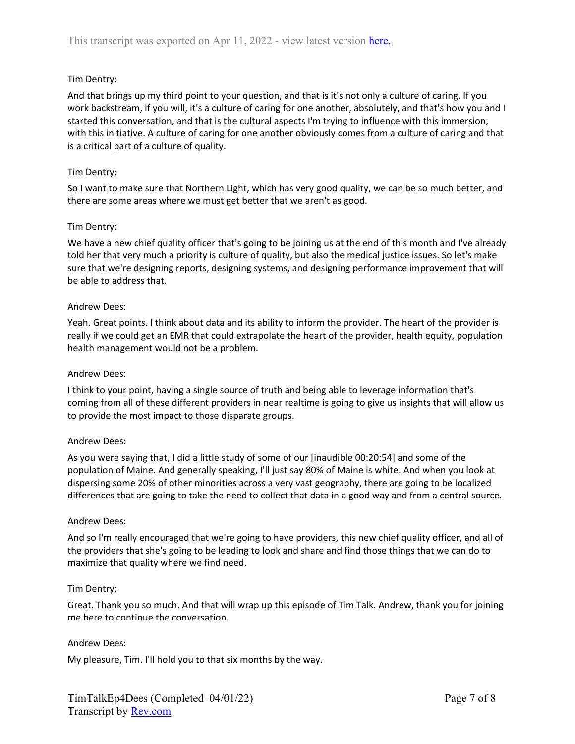Tim Dentry:

And that brings up my third point to your question, and that is it's not only a culture of caring. If you work backstream, if you will, it's a culture of caring for one another, absolutely, and that's how you and I started this conversation, and that is the cultural aspects I'm trying to influence with this immersion, with this initiative. A culture of caring for one another obviously comes from a culture of caring and that is a critical part of a culture of quality.

Tim Dentry:

So I want to make sure that Northern Light, which has very good quality, we can be so much better, and there are some areas where we must get better that we aren't as good.

Tim Dentry:

We have a new chief quality officer that's going to be joining us at the end of this month and I've already told her that very much a priority is culture of quality, but also the medical justice issues. So let's make sure that we're designing reports, designing systems, and designing performance improvement that will be able to address that.

Andrew Dees:

Yeah. Great points. I think about data and its ability to inform the provider. The heart of the provider is really if we could get an EMR that could extrapolate the heart of the provider, health equity, population health management would not be a problem.

Andrew Dees:

I think to your point, having a single source of truth and being able to leverage information that's coming from all of these different providers in near realtime is going to give us insights that will allow us to provide the most impact to those disparate groups.

Andrew Dees:

As you were saying that, I did a little study of some of our [inaudible 00:20:54] and some of the population of Maine. And generally speaking, I'll just say 80% of Maine is white. And when you look at dispersing some 20% of other minorities across a very vast geography, there are going to be localized differences that are going to take the need to collect that data in a good way and from a central source.

Andrew Dees:

And so I'm really encouraged that we're going to have providers, this new chief quality officer, and all of the providers that she's going to be leading to look and share and find those things that we can do to maximize that quality where we find need.

Tim Dentry:

Great. Thank you so much. And that will wrap up this episode of Tim Talk. Andrew, thank you for joining me here to continue the conversation.

Andrew Dees:

My pleasure, Tim. I'll hold you to that six months by the way.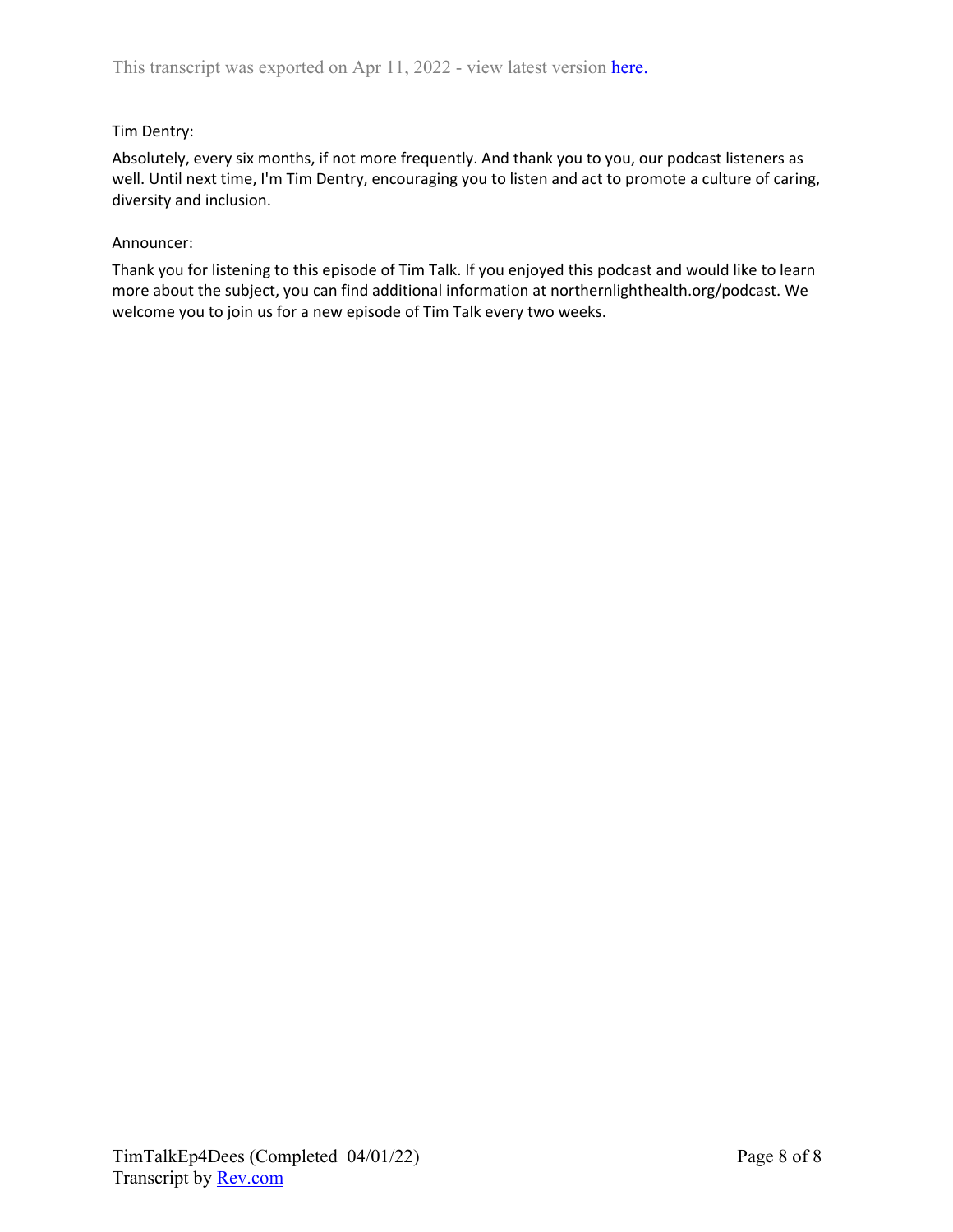Tim Dentry:

Absolutely, every six months, if not more frequently. And thank you to you, our podcast listeners as well. Until next time, I'm Tim Dentry, encouraging you to listen and act to promote a culture of caring, diversity and inclusion.

Announcer:

Thank you for listening to this episode of Tim Talk. If you enjoyed this podcast and would like to learn more about the subject, you can find additional information at northernlighthealth.org/podcast. We welcome you to join us for a new episode of Tim Talk every two weeks.